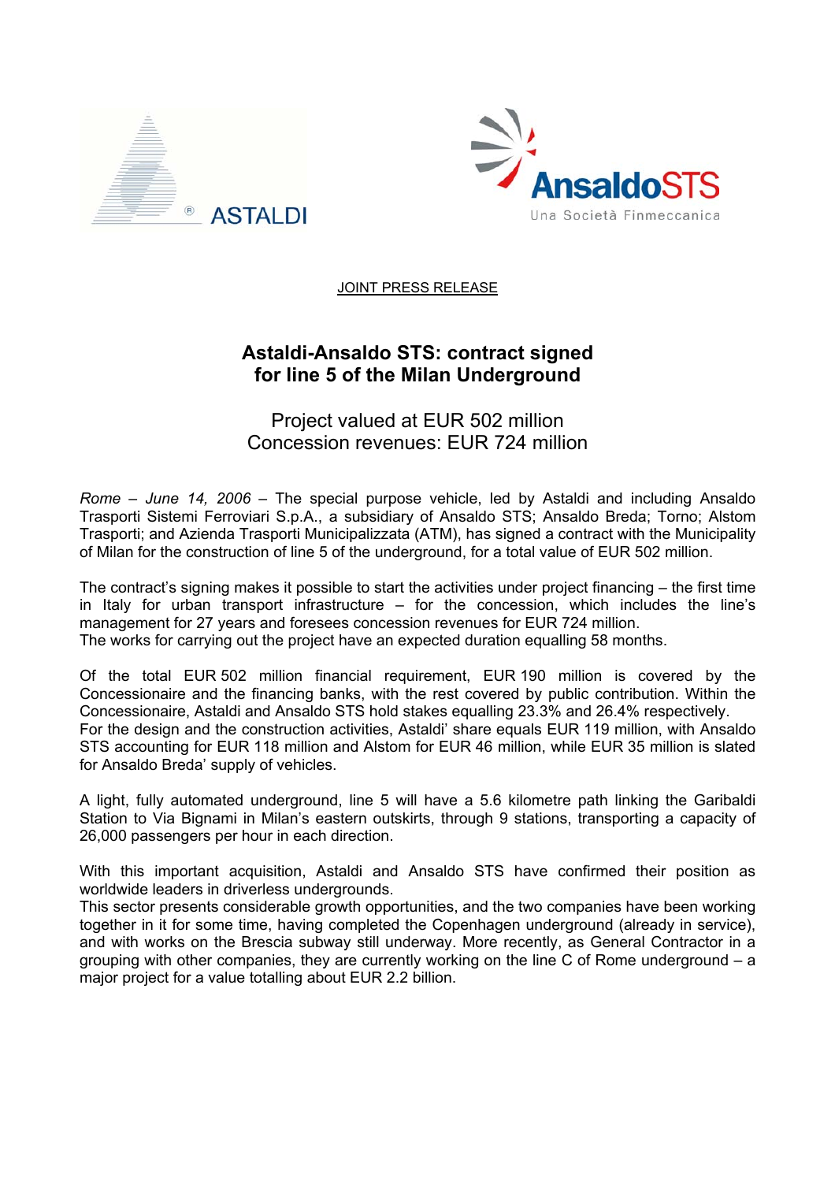ASTALDI

AnsaldoSTS
Una Società Finmeccanica

JOINT PRESS RELEASE

# Astaldi-Ansaldo STS: contract signed for line 5 of the Milan Underground

## Project valued at EUR 502 million
## Concession revenues: EUR 724 million

*Rome – June 14, 2006* – The special purpose vehicle, led by Astaldi and including Ansaldo Trasporti Sistemi Ferroviari S.p.A., a subsidiary of Ansaldo STS; Ansaldo Breda; Torno; Alstom Trasporti; and Azienda Trasporti Municipalizzata (ATM), has signed a contract with the Municipality of Milan for the construction of line 5 of the underground, for a total value of EUR 502 million.

The contract's signing makes it possible to start the activities under project financing – the first time in Italy for urban transport infrastructure – for the concession, which includes the line's management for 27 years and foresees concession revenues for EUR 724 million.
The works for carrying out the project have an expected duration equalling 58 months.

Of the total EUR 502 million financial requirement, EUR 190 million is covered by the Concessionaire and the financing banks, with the rest covered by public contribution. Within the Concessionaire, Astaldi and Ansaldo STS hold stakes equalling 23.3% and 26.4% respectively.
For the design and the construction activities, Astaldi' share equals EUR 119 million, with Ansaldo STS accounting for EUR 118 million and Alstom for EUR 46 million, while EUR 35 million is slated for Ansaldo Breda' supply of vehicles.

A light, fully automated underground, line 5 will have a 5.6 kilometre path linking the Garibaldi Station to Via Bignami in Milan's eastern outskirts, through 9 stations, transporting a capacity of 26,000 passengers per hour in each direction.

With this important acquisition, Astaldi and Ansaldo STS have confirmed their position as worldwide leaders in driverless undergrounds.
This sector presents considerable growth opportunities, and the two companies have been working together in it for some time, having completed the Copenhagen underground (already in service), and with works on the Brescia subway still underway. More recently, as General Contractor in a grouping with other companies, they are currently working on the line C of Rome underground – a major project for a value totalling about EUR 2.2 billion.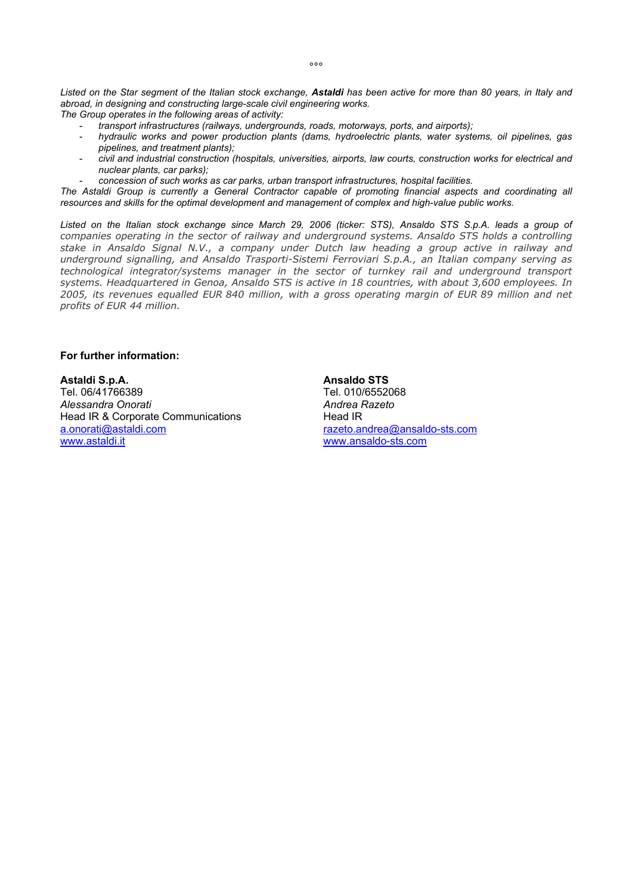°°°

*Listed on the Star segment of the Italian stock exchange, **Astaldi** has been active for more than 80 years, in Italy and abroad, in designing and constructing large-scale civil engineering works.*
*The Group operates in the following areas of activity:*

- *transport infrastructures (railways, undergrounds, roads, motorways, ports, and airports);*
- *hydraulic works and power production plants (dams, hydroelectric plants, water systems, oil pipelines, gas pipelines, and treatment plants);*
- *civil and industrial construction (hospitals, universities, airports, law courts, construction works for electrical and nuclear plants, car parks);*
- *concession of such works as car parks, urban transport infrastructures, hospital facilities.*

*The Astaldi Group is currently a General Contractor capable of promoting financial aspects and coordinating all resources and skills for the optimal development and management of complex and high-value public works.*

*Listed on the Italian stock exchange since March 29, 2006 (ticker: STS), Ansaldo STS S.p.A. leads a group of companies operating in the sector of railway and underground systems. Ansaldo STS holds a controlling stake in Ansaldo Signal N.V., a company under Dutch law heading a group active in railway and underground signalling, and Ansaldo Trasporti-Sistemi Ferroviari S.p.A., an Italian company serving as technological integrator/systems manager in the sector of turnkey rail and underground transport systems. Headquartered in Genoa, Ansaldo STS is active in 18 countries, with about 3,600 employees. In 2005, its revenues equalled EUR 840 million, with a gross operating margin of EUR 89 million and net profits of EUR 44 million.*

**For further information:**

**Astaldi S.p.A.**
Tel. 06/41766389
*Alessandra Onorati*
Head IR & Corporate Communications
a.onorati@astaldi.com
www.astaldi.it

**Ansaldo STS**
Tel. 010/6552068
*Andrea Razeto*
Head IR
razeto.andrea@ansaldo-sts.com
www.ansaldo-sts.com